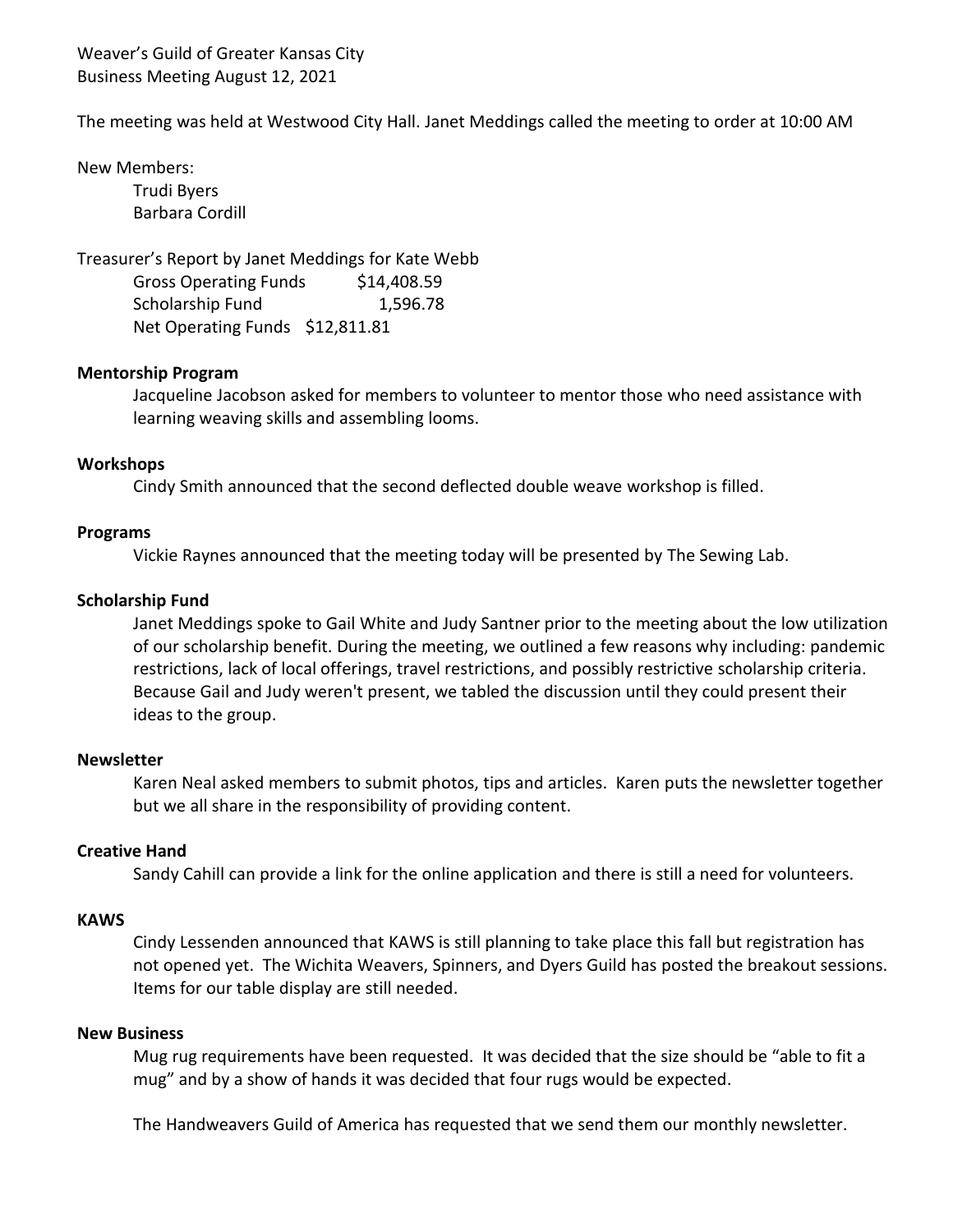Weaver's Guild of Greater Kansas City
Business Meeting August 12, 2021

The meeting was held at Westwood City Hall. Janet Meddings called the meeting to order at 10:00 AM

New Members:

- Trudi Byers
- Barbara Cordill

Treasurer's Report by Janet Meddings for Kate Webb

| | |
|---|---|
| Gross Operating Funds | $14,408.59 |
| Scholarship Fund | 1,596.78 |
| Net Operating Funds | $12,811.81 |

**Mentorship Program**

Jacqueline Jacobson asked for members to volunteer to mentor those who need assistance with learning weaving skills and assembling looms.

**Workshops**

Cindy Smith announced that the second deflected double weave workshop is filled.

**Programs**

Vickie Raynes announced that the meeting today will be presented by The Sewing Lab.

**Scholarship Fund**

Janet Meddings spoke to Gail White and Judy Santner prior to the meeting about the low utilization of our scholarship benefit. During the meeting, we outlined a few reasons why including: pandemic restrictions, lack of local offerings, travel restrictions, and possibly restrictive scholarship criteria. Because Gail and Judy weren't present, we tabled the discussion until they could present their ideas to the group.

**Newsletter**

Karen Neal asked members to submit photos, tips and articles. Karen puts the newsletter together but we all share in the responsibility of providing content.

**Creative Hand**

Sandy Cahill can provide a link for the online application and there is still a need for volunteers.

**KAWS**

Cindy Lessenden announced that KAWS is still planning to take place this fall but registration has not opened yet. The Wichita Weavers, Spinners, and Dyers Guild has posted the breakout sessions. Items for our table display are still needed.

**New Business**

Mug rug requirements have been requested. It was decided that the size should be "able to fit a mug" and by a show of hands it was decided that four rugs would be expected.

The Handweavers Guild of America has requested that we send them our monthly newsletter.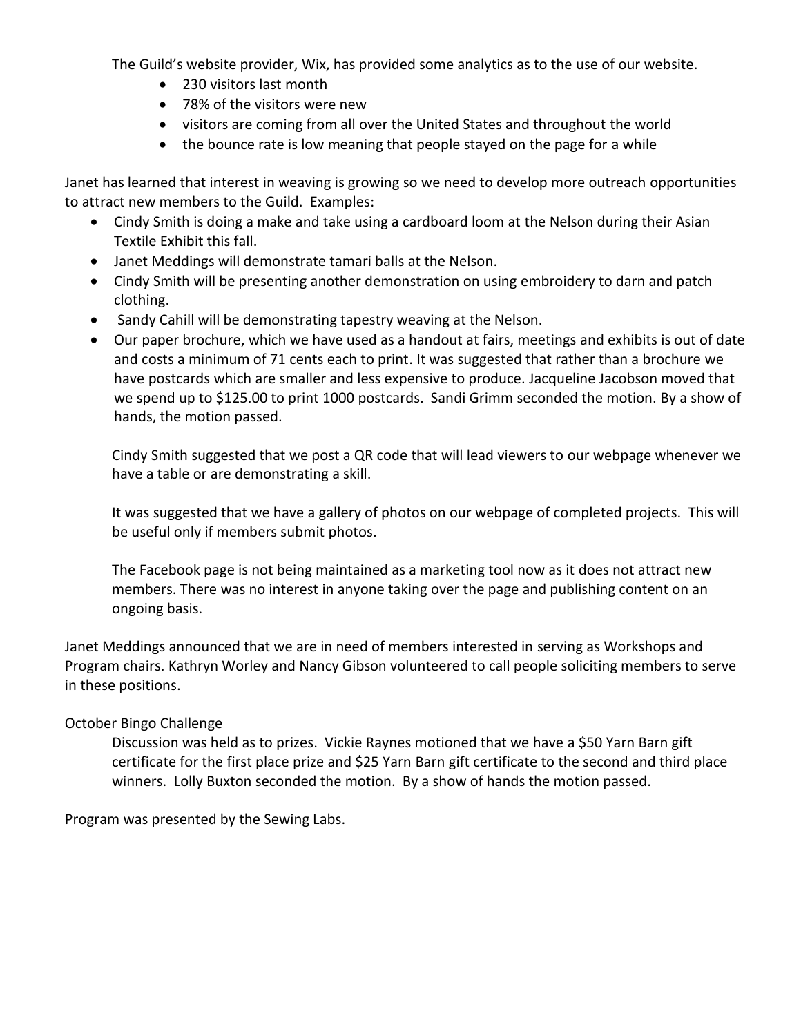The Guild's website provider, Wix, has provided some analytics as to the use of our website.

- 230 visitors last month
- 78% of the visitors were new
- visitors are coming from all over the United States and throughout the world
- the bounce rate is low meaning that people stayed on the page for a while

Janet has learned that interest in weaving is growing so we need to develop more outreach opportunities to attract new members to the Guild. Examples:

- Cindy Smith is doing a make and take using a cardboard loom at the Nelson during their Asian Textile Exhibit this fall.
- Janet Meddings will demonstrate tamari balls at the Nelson.
- Cindy Smith will be presenting another demonstration on using embroidery to darn and patch clothing.
- Sandy Cahill will be demonstrating tapestry weaving at the Nelson.
- Our paper brochure, which we have used as a handout at fairs, meetings and exhibits is out of date and costs a minimum of 71 cents each to print. It was suggested that rather than a brochure we have postcards which are smaller and less expensive to produce. Jacqueline Jacobson moved that we spend up to $125.00 to print 1000 postcards. Sandi Grimm seconded the motion. By a show of hands, the motion passed.

  Cindy Smith suggested that we post a QR code that will lead viewers to our webpage whenever we have a table or are demonstrating a skill.

  It was suggested that we have a gallery of photos on our webpage of completed projects. This will be useful only if members submit photos.

  The Facebook page is not being maintained as a marketing tool now as it does not attract new members. There was no interest in anyone taking over the page and publishing content on an ongoing basis.

Janet Meddings announced that we are in need of members interested in serving as Workshops and Program chairs. Kathryn Worley and Nancy Gibson volunteered to call people soliciting members to serve in these positions.

October Bingo Challenge

Discussion was held as to prizes. Vickie Raynes motioned that we have a $50 Yarn Barn gift certificate for the first place prize and $25 Yarn Barn gift certificate to the second and third place winners. Lolly Buxton seconded the motion. By a show of hands the motion passed.

Program was presented by the Sewing Labs.